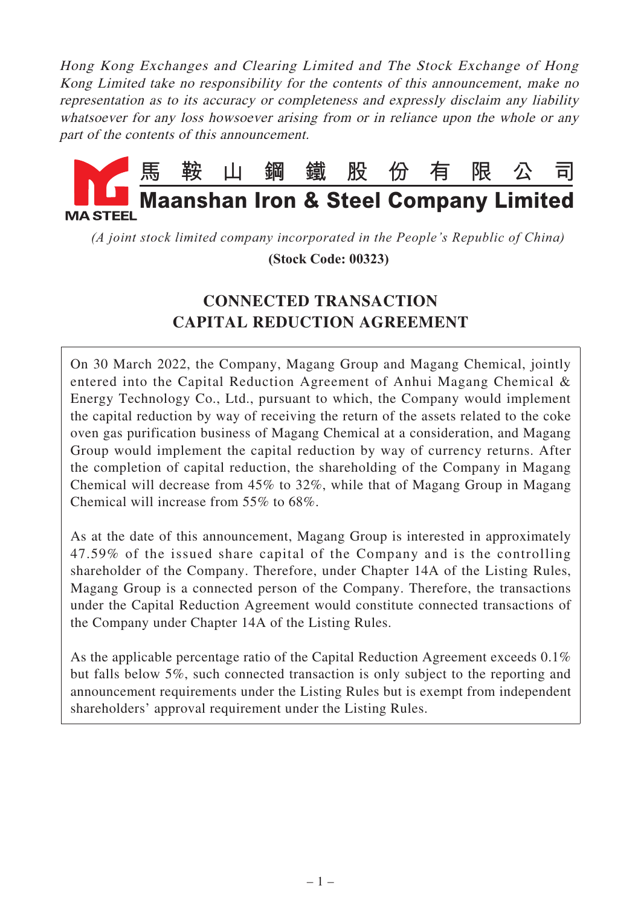*Hong Kong Exchanges and Clearing Limited and The Stock Exchange of Hong Kong Limited take no responsibility for the contents of this announcement, make no representation as to its accuracy or completeness and expressly disclaim any liability whatsoever for any loss howsoever arising from or in reliance upon the whole or any part of the contents of this announcement.*

# 馬鞍山鋼鐵股份有限公司
# Maanshan Iron & Steel Company Limited

*(A joint stock limited company incorporated in the People's Republic of China)*

**(Stock Code: 00323)**

## CONNECTED TRANSACTION
## CAPITAL REDUCTION AGREEMENT

On 30 March 2022, the Company, Magang Group and Magang Chemical, jointly entered into the Capital Reduction Agreement of Anhui Magang Chemical & Energy Technology Co., Ltd., pursuant to which, the Company would implement the capital reduction by way of receiving the return of the assets related to the coke oven gas purification business of Magang Chemical at a consideration, and Magang Group would implement the capital reduction by way of currency returns. After the completion of capital reduction, the shareholding of the Company in Magang Chemical will decrease from 45% to 32%, while that of Magang Group in Magang Chemical will increase from 55% to 68%.

As at the date of this announcement, Magang Group is interested in approximately 47.59% of the issued share capital of the Company and is the controlling shareholder of the Company. Therefore, under Chapter 14A of the Listing Rules, Magang Group is a connected person of the Company. Therefore, the transactions under the Capital Reduction Agreement would constitute connected transactions of the Company under Chapter 14A of the Listing Rules.

As the applicable percentage ratio of the Capital Reduction Agreement exceeds 0.1% but falls below 5%, such connected transaction is only subject to the reporting and announcement requirements under the Listing Rules but is exempt from independent shareholders' approval requirement under the Listing Rules.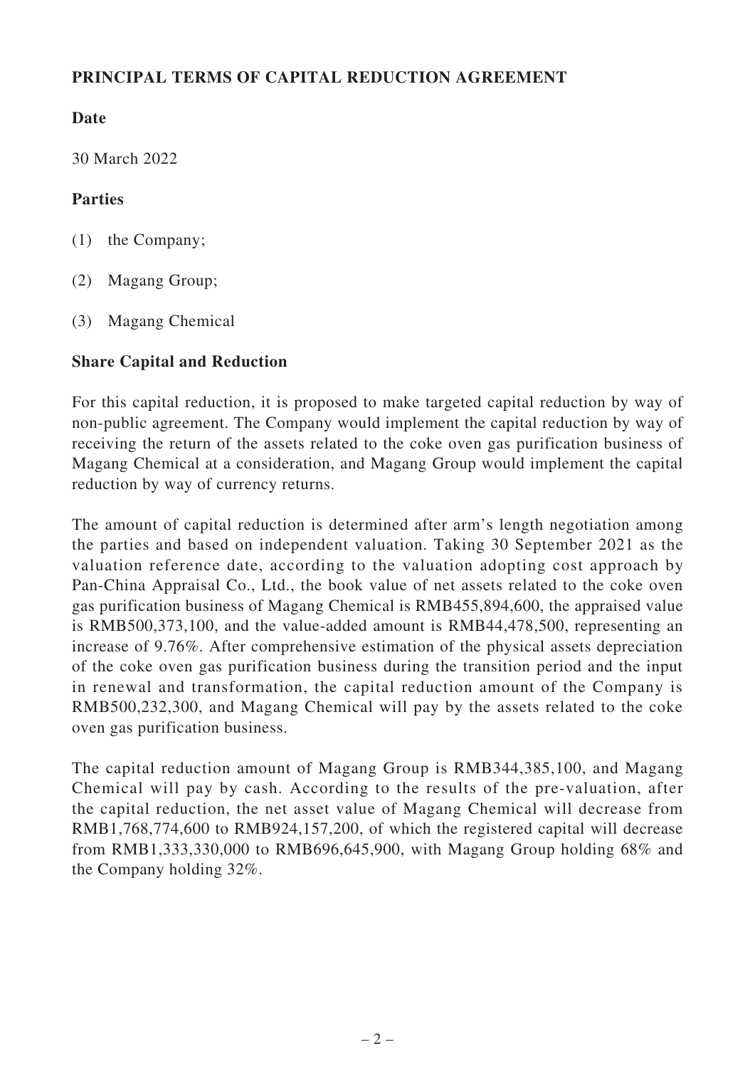## PRINCIPAL TERMS OF CAPITAL REDUCTION AGREEMENT

### Date

30 March 2022

### Parties

(1) the Company;

(2) Magang Group;

(3) Magang Chemical

### Share Capital and Reduction

For this capital reduction, it is proposed to make targeted capital reduction by way of non-public agreement. The Company would implement the capital reduction by way of receiving the return of the assets related to the coke oven gas purification business of Magang Chemical at a consideration, and Magang Group would implement the capital reduction by way of currency returns.

The amount of capital reduction is determined after arm's length negotiation among the parties and based on independent valuation. Taking 30 September 2021 as the valuation reference date, according to the valuation adopting cost approach by Pan-China Appraisal Co., Ltd., the book value of net assets related to the coke oven gas purification business of Magang Chemical is RMB455,894,600, the appraised value is RMB500,373,100, and the value-added amount is RMB44,478,500, representing an increase of 9.76%. After comprehensive estimation of the physical assets depreciation of the coke oven gas purification business during the transition period and the input in renewal and transformation, the capital reduction amount of the Company is RMB500,232,300, and Magang Chemical will pay by the assets related to the coke oven gas purification business.

The capital reduction amount of Magang Group is RMB344,385,100, and Magang Chemical will pay by cash. According to the results of the pre-valuation, after the capital reduction, the net asset value of Magang Chemical will decrease from RMB1,768,774,600 to RMB924,157,200, of which the registered capital will decrease from RMB1,333,330,000 to RMB696,645,900, with Magang Group holding 68% and the Company holding 32%.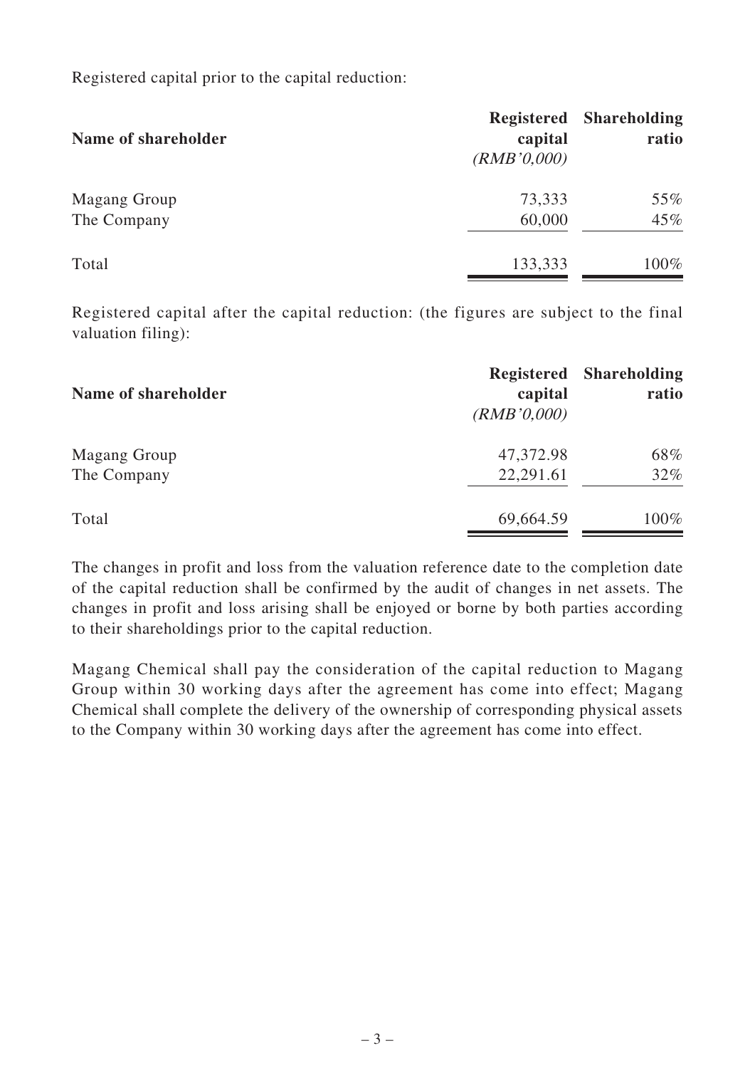Registered capital prior to the capital reduction:

| Name of shareholder | Registered capital *(RMB'0,000)* | Shareholding ratio |
|---|---|---|
| Magang Group | 73,333 | 55% |
| The Company | 60,000 | 45% |
| Total | 133,333 | 100% |

Registered capital after the capital reduction: (the figures are subject to the final valuation filing):

| Name of shareholder | Registered capital *(RMB'0,000)* | Shareholding ratio |
|---|---|---|
| Magang Group | 47,372.98 | 68% |
| The Company | 22,291.61 | 32% |
| Total | 69,664.59 | 100% |

The changes in profit and loss from the valuation reference date to the completion date of the capital reduction shall be confirmed by the audit of changes in net assets. The changes in profit and loss arising shall be enjoyed or borne by both parties according to their shareholdings prior to the capital reduction.

Magang Chemical shall pay the consideration of the capital reduction to Magang Group within 30 working days after the agreement has come into effect; Magang Chemical shall complete the delivery of the ownership of corresponding physical assets to the Company within 30 working days after the agreement has come into effect.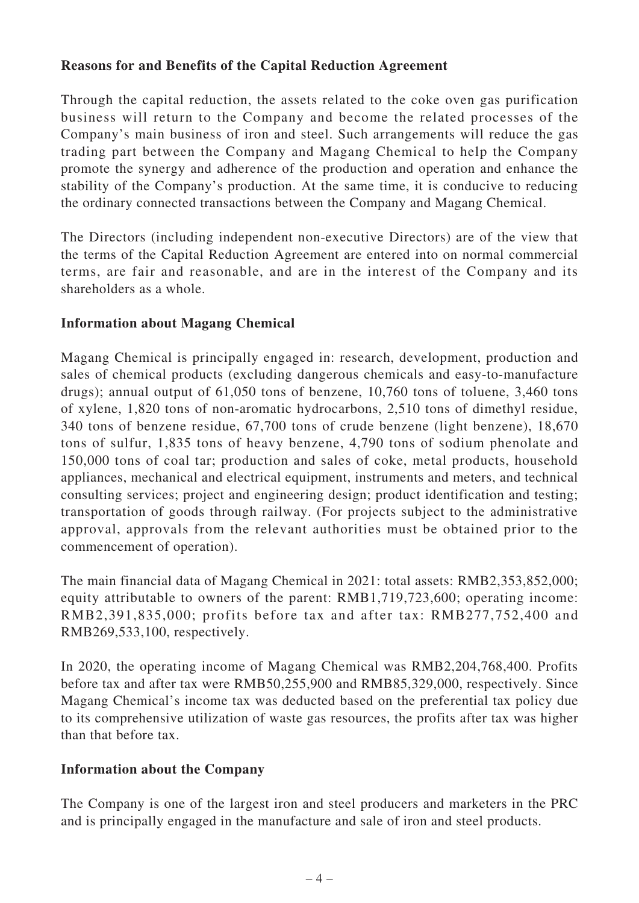**Reasons for and Benefits of the Capital Reduction Agreement**

Through the capital reduction, the assets related to the coke oven gas purification business will return to the Company and become the related processes of the Company's main business of iron and steel. Such arrangements will reduce the gas trading part between the Company and Magang Chemical to help the Company promote the synergy and adherence of the production and operation and enhance the stability of the Company's production. At the same time, it is conducive to reducing the ordinary connected transactions between the Company and Magang Chemical.

The Directors (including independent non-executive Directors) are of the view that the terms of the Capital Reduction Agreement are entered into on normal commercial terms, are fair and reasonable, and are in the interest of the Company and its shareholders as a whole.

**Information about Magang Chemical**

Magang Chemical is principally engaged in: research, development, production and sales of chemical products (excluding dangerous chemicals and easy-to-manufacture drugs); annual output of 61,050 tons of benzene, 10,760 tons of toluene, 3,460 tons of xylene, 1,820 tons of non-aromatic hydrocarbons, 2,510 tons of dimethyl residue, 340 tons of benzene residue, 67,700 tons of crude benzene (light benzene), 18,670 tons of sulfur, 1,835 tons of heavy benzene, 4,790 tons of sodium phenolate and 150,000 tons of coal tar; production and sales of coke, metal products, household appliances, mechanical and electrical equipment, instruments and meters, and technical consulting services; project and engineering design; product identification and testing; transportation of goods through railway. (For projects subject to the administrative approval, approvals from the relevant authorities must be obtained prior to the commencement of operation).

The main financial data of Magang Chemical in 2021: total assets: RMB2,353,852,000; equity attributable to owners of the parent: RMB1,719,723,600; operating income: RMB2,391,835,000; profits before tax and after tax: RMB277,752,400 and RMB269,533,100, respectively.

In 2020, the operating income of Magang Chemical was RMB2,204,768,400. Profits before tax and after tax were RMB50,255,900 and RMB85,329,000, respectively. Since Magang Chemical's income tax was deducted based on the preferential tax policy due to its comprehensive utilization of waste gas resources, the profits after tax was higher than that before tax.

**Information about the Company**

The Company is one of the largest iron and steel producers and marketers in the PRC and is principally engaged in the manufacture and sale of iron and steel products.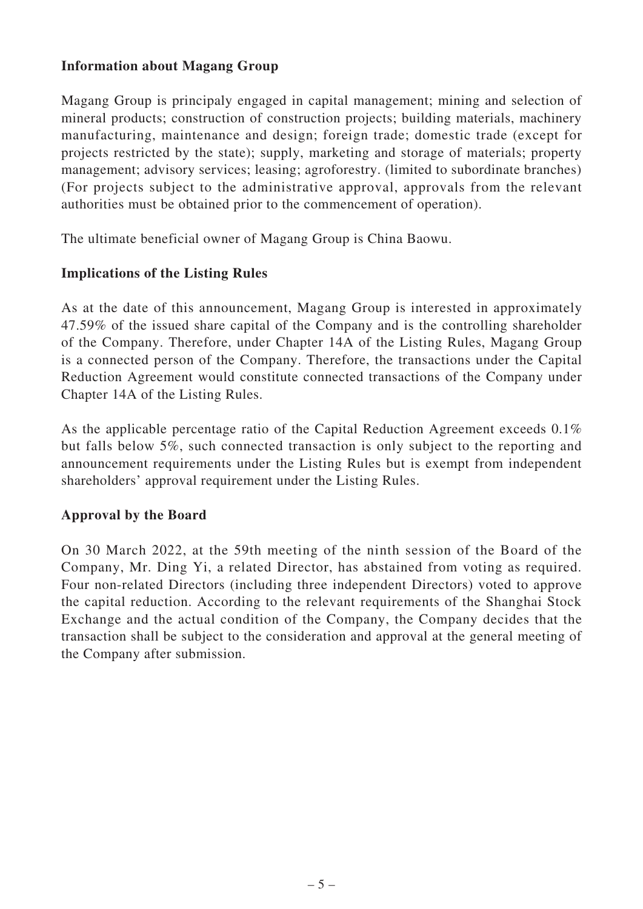**Information about Magang Group**

Magang Group is principaly engaged in capital management; mining and selection of mineral products; construction of construction projects; building materials, machinery manufacturing, maintenance and design; foreign trade; domestic trade (except for projects restricted by the state); supply, marketing and storage of materials; property management; advisory services; leasing; agroforestry. (limited to subordinate branches) (For projects subject to the administrative approval, approvals from the relevant authorities must be obtained prior to the commencement of operation).

The ultimate beneficial owner of Magang Group is China Baowu.

**Implications of the Listing Rules**

As at the date of this announcement, Magang Group is interested in approximately 47.59% of the issued share capital of the Company and is the controlling shareholder of the Company. Therefore, under Chapter 14A of the Listing Rules, Magang Group is a connected person of the Company. Therefore, the transactions under the Capital Reduction Agreement would constitute connected transactions of the Company under Chapter 14A of the Listing Rules.

As the applicable percentage ratio of the Capital Reduction Agreement exceeds 0.1% but falls below 5%, such connected transaction is only subject to the reporting and announcement requirements under the Listing Rules but is exempt from independent shareholders' approval requirement under the Listing Rules.

**Approval by the Board**

On 30 March 2022, at the 59th meeting of the ninth session of the Board of the Company, Mr. Ding Yi, a related Director, has abstained from voting as required. Four non-related Directors (including three independent Directors) voted to approve the capital reduction. According to the relevant requirements of the Shanghai Stock Exchange and the actual condition of the Company, the Company decides that the transaction shall be subject to the consideration and approval at the general meeting of the Company after submission.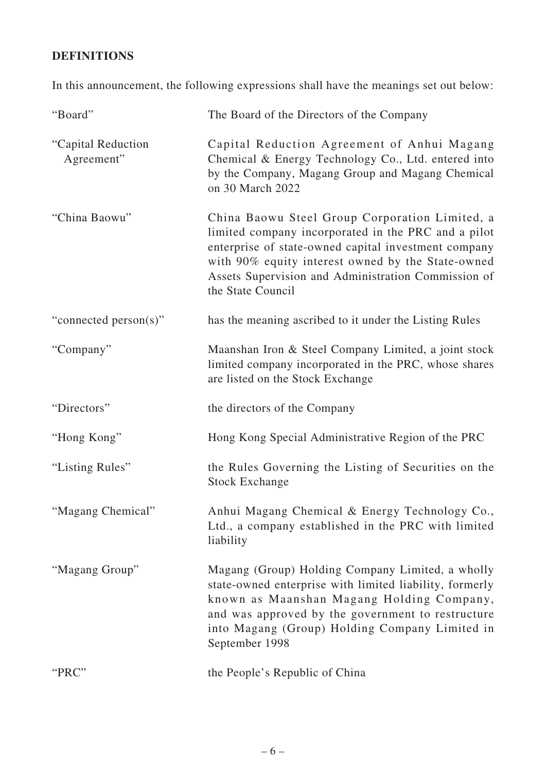## DEFINITIONS

In this announcement, the following expressions shall have the meanings set out below:

| | |
|---|---|
| "Board" | The Board of the Directors of the Company |
| "Capital Reduction Agreement" | Capital Reduction Agreement of Anhui Magang Chemical & Energy Technology Co., Ltd. entered into by the Company, Magang Group and Magang Chemical on 30 March 2022 |
| "China Baowu" | China Baowu Steel Group Corporation Limited, a limited company incorporated in the PRC and a pilot enterprise of state-owned capital investment company with 90% equity interest owned by the State-owned Assets Supervision and Administration Commission of the State Council |
| "connected person(s)" | has the meaning ascribed to it under the Listing Rules |
| "Company" | Maanshan Iron & Steel Company Limited, a joint stock limited company incorporated in the PRC, whose shares are listed on the Stock Exchange |
| "Directors" | the directors of the Company |
| "Hong Kong" | Hong Kong Special Administrative Region of the PRC |
| "Listing Rules" | the Rules Governing the Listing of Securities on the Stock Exchange |
| "Magang Chemical" | Anhui Magang Chemical & Energy Technology Co., Ltd., a company established in the PRC with limited liability |
| "Magang Group" | Magang (Group) Holding Company Limited, a wholly state-owned enterprise with limited liability, formerly known as Maanshan Magang Holding Company, and was approved by the government to restructure into Magang (Group) Holding Company Limited in September 1998 |
| "PRC" | the People's Republic of China |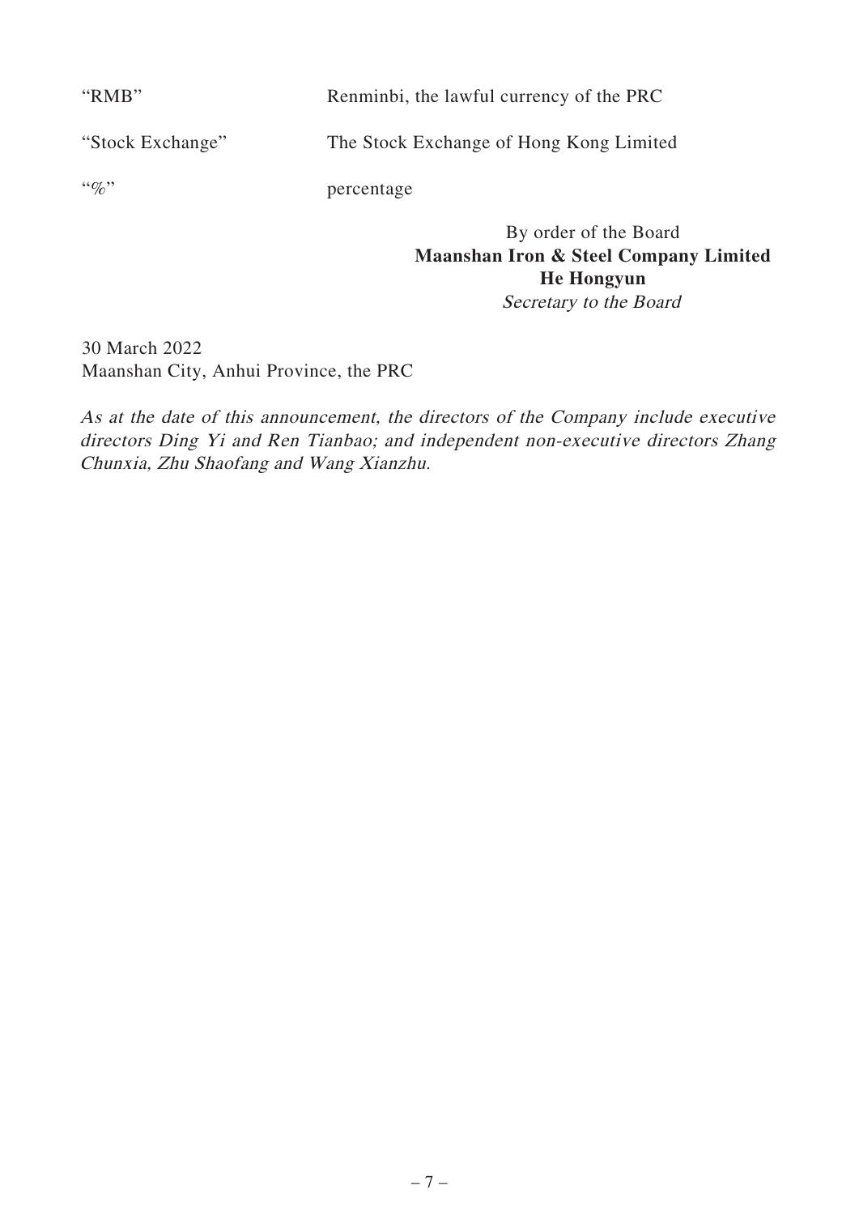| | |
|---|---|
| "RMB" | Renminbi, the lawful currency of the PRC |
| "Stock Exchange" | The Stock Exchange of Hong Kong Limited |
| "%" | percentage |

By order of the Board
**Maanshan Iron & Steel Company Limited**
**He Hongyun**
*Secretary to the Board*

30 March 2022
Maanshan City, Anhui Province, the PRC

*As at the date of this announcement, the directors of the Company include executive directors Ding Yi and Ren Tianbao; and independent non-executive directors Zhang Chunxia, Zhu Shaofang and Wang Xianzhu.*